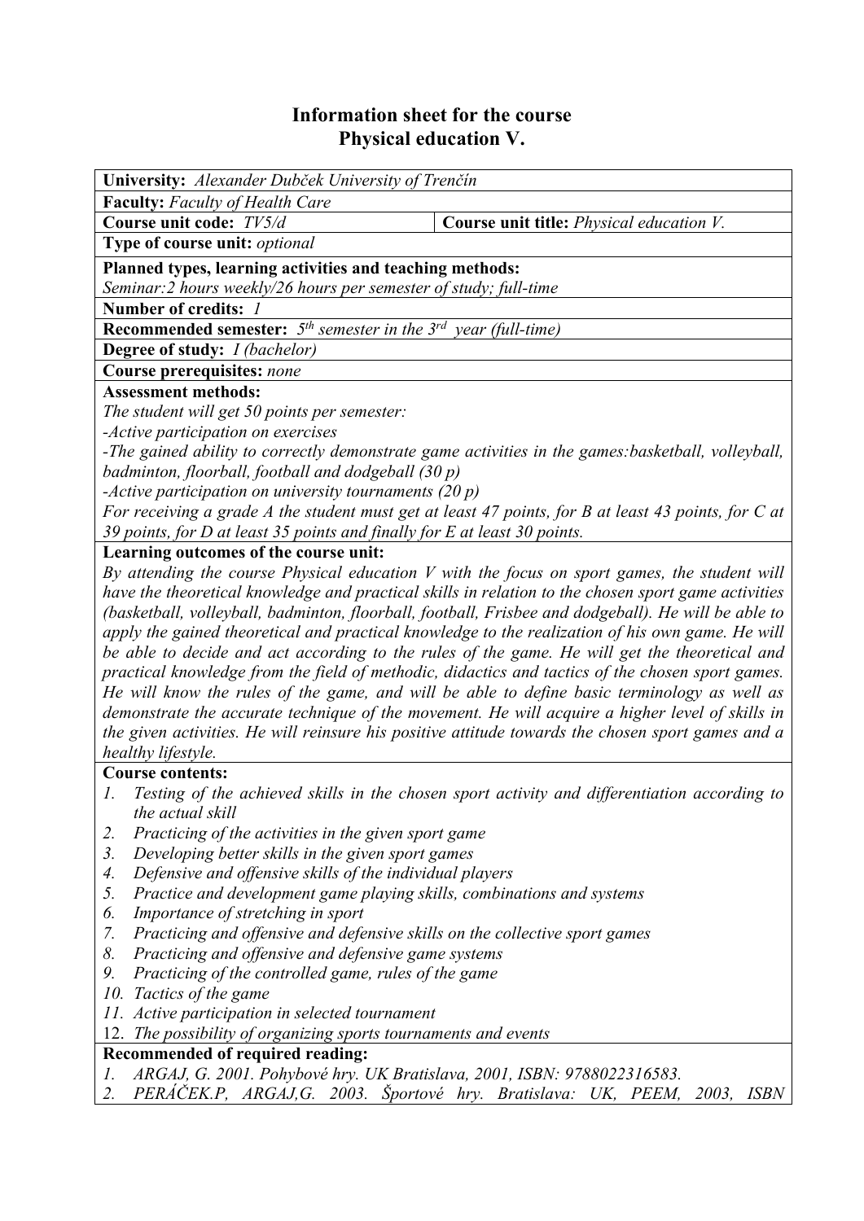# Information sheet for the course
# Physical education V.

**University:** *Alexander Dubček University of Trenčín*

**Faculty:** *Faculty of Health Care*

| **Course unit code:** *TV5/d* | **Course unit title:** *Physical education V.* |
|---|---|

**Type of course unit:** *optional*

**Planned types, learning activities and teaching methods:**
*Seminar:2 hours weekly/26 hours per semester of study; full-time*

**Number of credits:** *1*

**Recommended semester:** *5th semester in the 3rd year (full-time)*

**Degree of study:** *I (bachelor)*

**Course prerequisites:** *none*

**Assessment methods:**
*The student will get 50 points per semester:*
*-Active participation on exercises*
*-The gained ability to correctly demonstrate game activities in the games:basketball, volleyball, badminton, floorball, football and dodgeball (30 p)*
*-Active participation on university tournaments (20 p)*
*For receiving a grade A the student must get at least 47 points, for B at least 43 points, for C at 39 points, for D at least 35 points and finally for E at least 30 points.*

**Learning outcomes of the course unit:**
*By attending the course Physical education V with the focus on sport games, the student will have the theoretical knowledge and practical skills in relation to the chosen sport game activities (basketball, volleyball, badminton, floorball, football, Frisbee and dodgeball). He will be able to apply the gained theoretical and practical knowledge to the realization of his own game. He will be able to decide and act according to the rules of the game. He will get the theoretical and practical knowledge from the field of methodic, didactics and tactics of the chosen sport games. He will know the rules of the game, and will be able to define basic terminology as well as demonstrate the accurate technique of the movement. He will acquire a higher level of skills in the given activities. He will reinsure his positive attitude towards the chosen sport games and a healthy lifestyle.*

**Course contents:**
1. *Testing of the achieved skills in the chosen sport activity and differentiation according to the actual skill*
2. *Practicing of the activities in the given sport game*
3. *Developing better skills in the given sport games*
4. *Defensive and offensive skills of the individual players*
5. *Practice and development game playing skills, combinations and systems*
6. *Importance of stretching in sport*
7. *Practicing and offensive and defensive skills on the collective sport games*
8. *Practicing and offensive and defensive game systems*
9. *Practicing of the controlled game, rules of the game*
10. *Tactics of the game*
11. *Active participation in selected tournament*
12. *The possibility of organizing sports tournaments and events*

**Recommended of required reading:**
1. *ARGAJ, G. 2001. Pohybové hry. UK Bratislava, 2001, ISBN: 9788022316583.*
2. *PERÁČEK.P, ARGAJ,G. 2003. Športové hry. Bratislava: UK, PEEM, 2003, ISBN*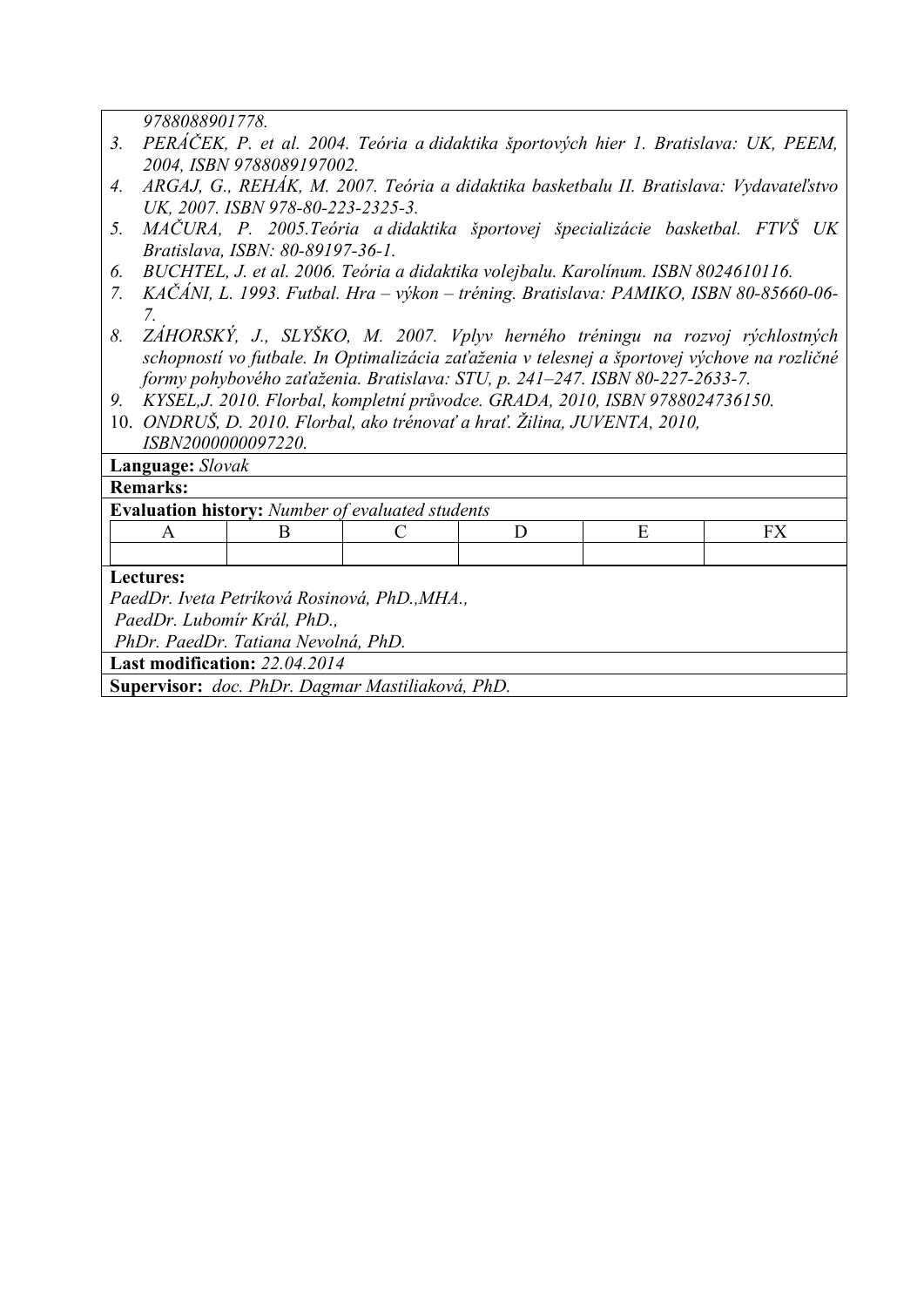*9788088901778.*

3. *PERÁČEK, P. et al. 2004. Teória a didaktika športových hier 1. Bratislava: UK, PEEM, 2004, ISBN 9788089197002.*
4. *ARGAJ, G., REHÁK, M. 2007. Teória a didaktika basketbalu II. Bratislava: Vydavateľstvo UK, 2007. ISBN 978-80-223-2325-3.*
5. *MAČURA, P. 2005.Teória a didaktika športovej špecializácie basketbal. FTVŠ UK Bratislava, ISBN: 80-89197-36-1.*
6. *BUCHTEL, J. et al. 2006. Teória a didaktika volejbalu. Karolínum. ISBN 8024610116.*
7. *KAČÁNI, L. 1993. Futbal. Hra – výkon – tréning. Bratislava: PAMIKO, ISBN 80-85660-06-7.*
8. *ZÁHORSKÝ, J., SLYŠKO, M. 2007. Vplyv herného tréningu na rozvoj rýchlostných schopností vo futbale. In Optimalizácia zaťaženia v telesnej a športovej výchove na rozličné formy pohybového zaťaženia. Bratislava: STU, p. 241–247. ISBN 80-227-2633-7.*
9. *KYSEL,J. 2010. Florbal, kompletní průvodce. GRADA, 2010, ISBN 9788024736150.*
10. *ONDRUŠ, D. 2010. Florbal, ako trénovať a hrať. Žilina, JUVENTA, 2010, ISBN2000000097220.*

**Language:** *Slovak*

**Remarks:**

**Evaluation history:** *Number of evaluated students*

| A | B | C | D | E | FX |
|---|---|---|---|---|---|
| | | | | | |

**Lectures:**
*PaedDr. Iveta Petríková Rosinová, PhD.,MHA.,*
*PaedDr. Lubomír Král, PhD.,*
*PhDr. PaedDr. Tatiana Nevolná, PhD.*

**Last modification:** *22.04.2014*

**Supervisor:** *doc. PhDr. Dagmar Mastiliaková, PhD.*